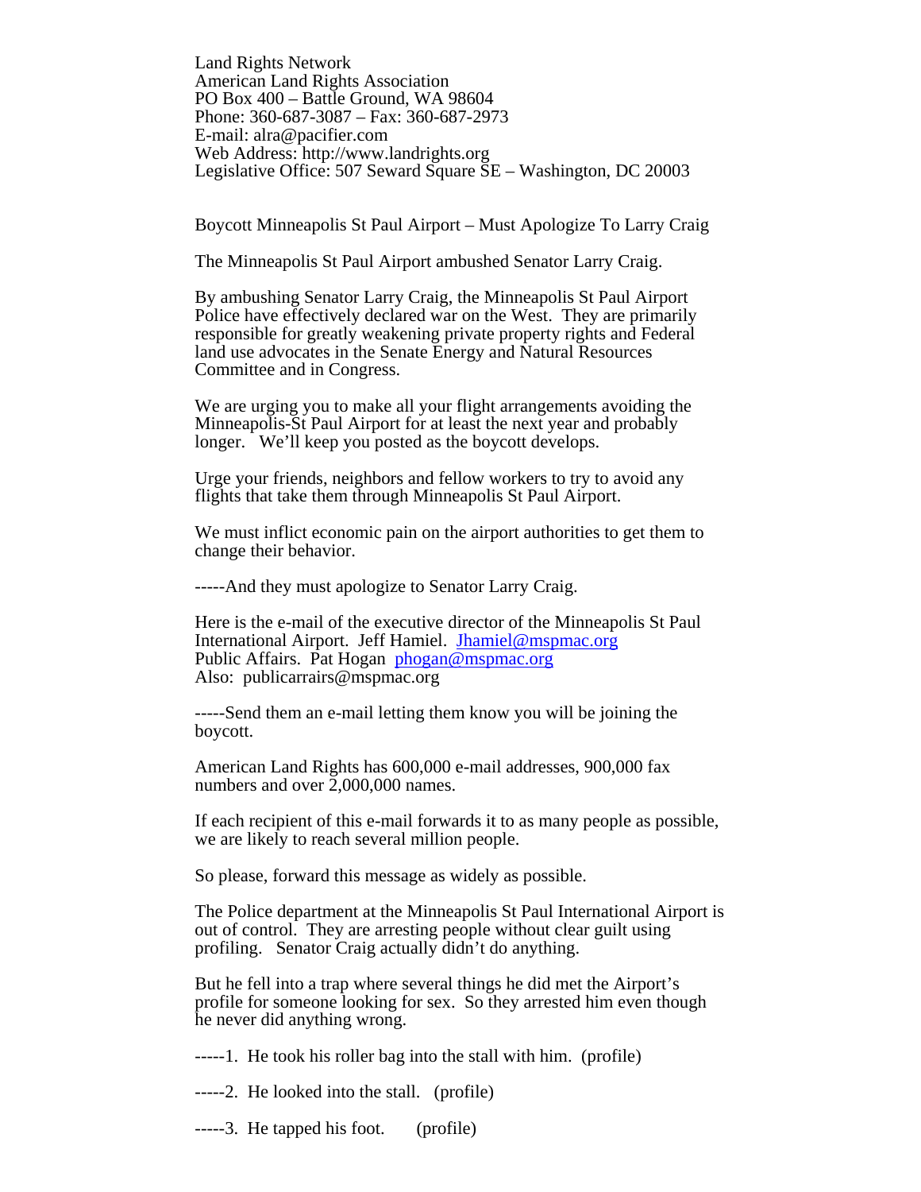Land Rights Network
American Land Rights Association
PO Box 400 – Battle Ground, WA 98604
Phone: 360-687-3087 – Fax: 360-687-2973
E-mail: alra@pacifier.com
Web Address: http://www.landrights.org
Legislative Office: 507 Seward Square SE – Washington, DC 20003

Boycott Minneapolis St Paul Airport – Must Apologize To Larry Craig

The Minneapolis St Paul Airport ambushed Senator Larry Craig.

By ambushing Senator Larry Craig, the Minneapolis St Paul Airport Police have effectively declared war on the West. They are primarily responsible for greatly weakening private property rights and Federal land use advocates in the Senate Energy and Natural Resources Committee and in Congress.

We are urging you to make all your flight arrangements avoiding the Minneapolis-St Paul Airport for at least the next year and probably longer. We'll keep you posted as the boycott develops.

Urge your friends, neighbors and fellow workers to try to avoid any flights that take them through Minneapolis St Paul Airport.

We must inflict economic pain on the airport authorities to get them to change their behavior.

-----And they must apologize to Senator Larry Craig.

Here is the e-mail of the executive director of the Minneapolis St Paul International Airport. Jeff Hamiel. Jhamiel@mspmac.org
Public Affairs. Pat Hogan phogan@mspmac.org
Also: publicarrairs@mspmac.org

-----Send them an e-mail letting them know you will be joining the boycott.

American Land Rights has 600,000 e-mail addresses, 900,000 fax numbers and over 2,000,000 names.

If each recipient of this e-mail forwards it to as many people as possible, we are likely to reach several million people.

So please, forward this message as widely as possible.

The Police department at the Minneapolis St Paul International Airport is out of control. They are arresting people without clear guilt using profiling. Senator Craig actually didn't do anything.

But he fell into a trap where several things he did met the Airport's profile for someone looking for sex. So they arrested him even though he never did anything wrong.

-----1. He took his roller bag into the stall with him. (profile)

-----2. He looked into the stall. (profile)

-----3. He tapped his foot. (profile)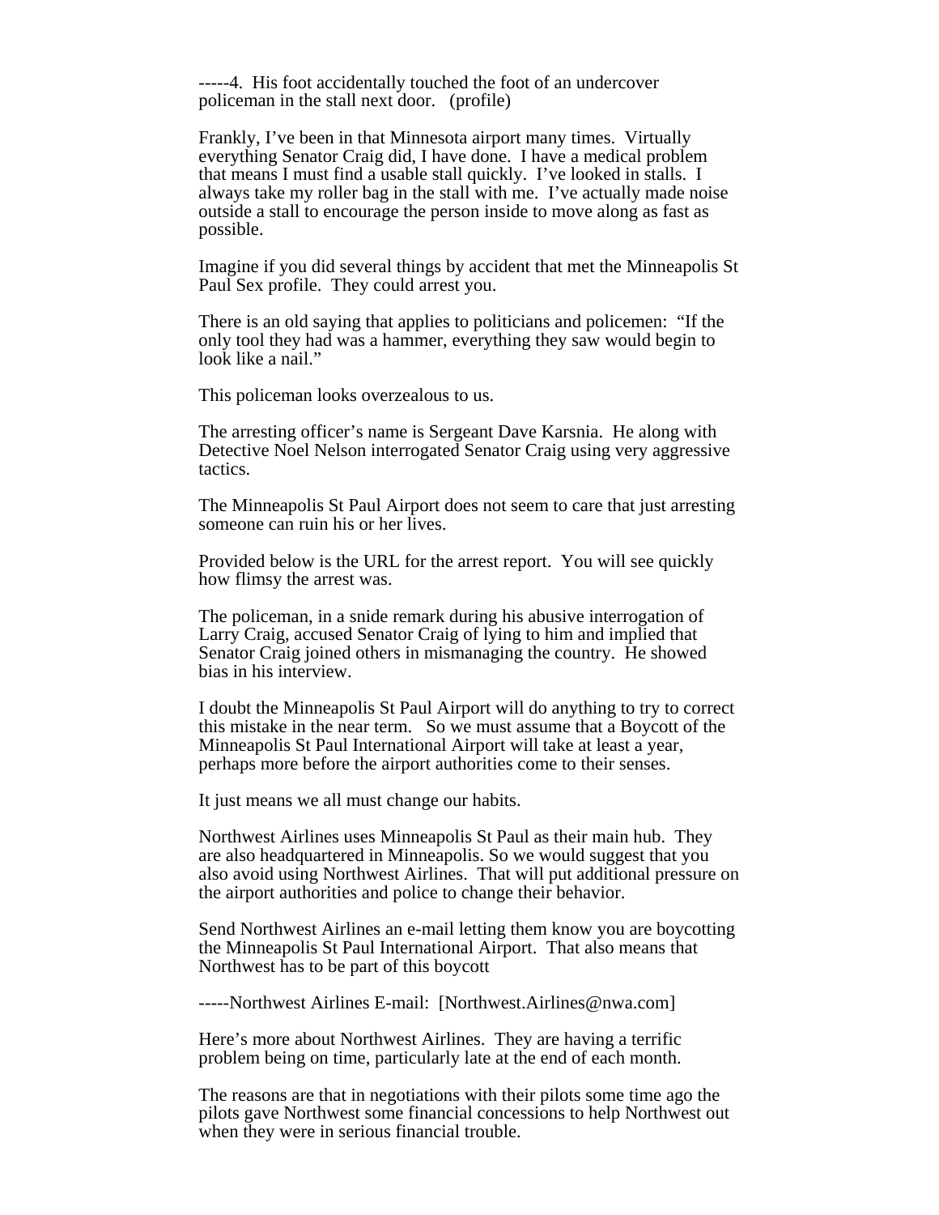-----4. His foot accidentally touched the foot of an undercover policeman in the stall next door. (profile)

Frankly, I've been in that Minnesota airport many times. Virtually everything Senator Craig did, I have done. I have a medical problem that means I must find a usable stall quickly. I've looked in stalls. I always take my roller bag in the stall with me. I've actually made noise outside a stall to encourage the person inside to move along as fast as possible.

Imagine if you did several things by accident that met the Minneapolis St Paul Sex profile. They could arrest you.

There is an old saying that applies to politicians and policemen: "If the only tool they had was a hammer, everything they saw would begin to look like a nail."

This policeman looks overzealous to us.

The arresting officer's name is Sergeant Dave Karsnia. He along with Detective Noel Nelson interrogated Senator Craig using very aggressive tactics.

The Minneapolis St Paul Airport does not seem to care that just arresting someone can ruin his or her lives.

Provided below is the URL for the arrest report. You will see quickly how flimsy the arrest was.

The policeman, in a snide remark during his abusive interrogation of Larry Craig, accused Senator Craig of lying to him and implied that Senator Craig joined others in mismanaging the country. He showed bias in his interview.

I doubt the Minneapolis St Paul Airport will do anything to try to correct this mistake in the near term. So we must assume that a Boycott of the Minneapolis St Paul International Airport will take at least a year, perhaps more before the airport authorities come to their senses.

It just means we all must change our habits.

Northwest Airlines uses Minneapolis St Paul as their main hub. They are also headquartered in Minneapolis. So we would suggest that you also avoid using Northwest Airlines. That will put additional pressure on the airport authorities and police to change their behavior.

Send Northwest Airlines an e-mail letting them know you are boycotting the Minneapolis St Paul International Airport. That also means that Northwest has to be part of this boycott

-----Northwest Airlines E-mail: [Northwest.Airlines@nwa.com]

Here's more about Northwest Airlines. They are having a terrific problem being on time, particularly late at the end of each month.

The reasons are that in negotiations with their pilots some time ago the pilots gave Northwest some financial concessions to help Northwest out when they were in serious financial trouble.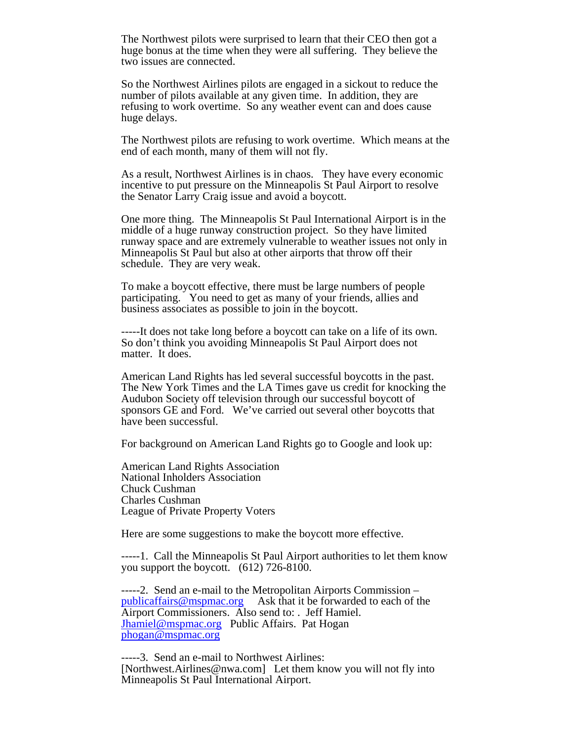The Northwest pilots were surprised to learn that their CEO then got a huge bonus at the time when they were all suffering.  They believe the two issues are connected.

So the Northwest Airlines pilots are engaged in a sickout to reduce the number of pilots available at any given time.  In addition, they are refusing to work overtime.  So any weather event can and does cause huge delays.

The Northwest pilots are refusing to work overtime.  Which means at the end of each month, many of them will not fly.

As a result, Northwest Airlines is in chaos.   They have every economic incentive to put pressure on the Minneapolis St Paul Airport to resolve the Senator Larry Craig issue and avoid a boycott.

One more thing.  The Minneapolis St Paul International Airport is in the middle of a huge runway construction project.  So they have limited runway space and are extremely vulnerable to weather issues not only in Minneapolis St Paul but also at other airports that throw off their schedule.  They are very weak.

To make a boycott effective, there must be large numbers of people participating.   You need to get as many of your friends, allies and business associates as possible to join in the boycott.

-----It does not take long before a boycott can take on a life of its own.  So don't think you avoiding Minneapolis St Paul Airport does not matter.  It does.

American Land Rights has led several successful boycotts in the past.  The New York Times and the LA Times gave us credit for knocking the Audubon Society off television through our successful boycott of sponsors GE and Ford.   We've carried out several other boycotts that have been successful.

For background on American Land Rights go to Google and look up:

American Land Rights Association
National Inholders Association
Chuck Cushman
Charles Cushman
League of Private Property Voters

Here are some suggestions to make the boycott more effective.

-----1.  Call the Minneapolis St Paul Airport authorities to let them know you support the boycott.   (612) 726-8100.

-----2.  Send an e-mail to the Metropolitan Airports Commission – publicaffairs@mspmac.org     Ask that it be forwarded to each of the Airport Commissioners.  Also send to: .  Jeff Hamiel. Jhamiel@mspmac.org   Public Affairs.  Pat Hogan phogan@mspmac.org

-----3.  Send an e-mail to Northwest Airlines: [Northwest.Airlines@nwa.com]   Let them know you will not fly into Minneapolis St Paul International Airport.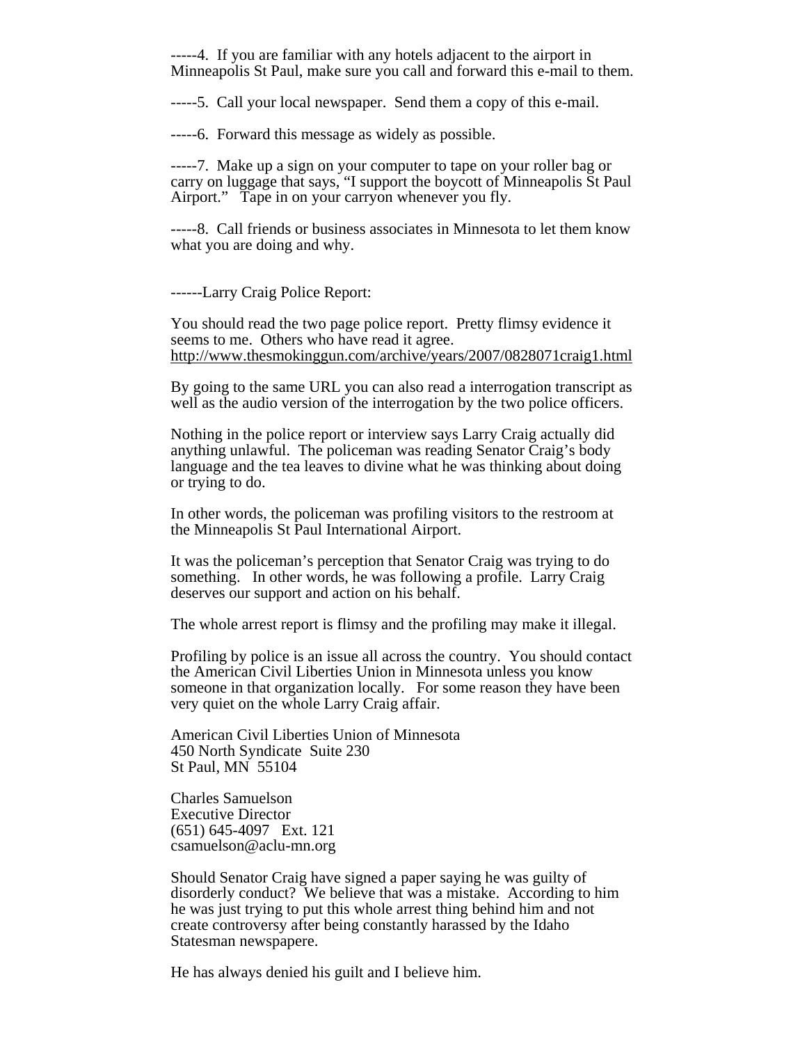-----4.  If you are familiar with any hotels adjacent to the airport in Minneapolis St Paul, make sure you call and forward this e-mail to them.

-----5.  Call your local newspaper.  Send them a copy of this e-mail.

-----6.  Forward this message as widely as possible.

-----7.  Make up a sign on your computer to tape on your roller bag or carry on luggage that says, “I support the boycott of Minneapolis St Paul Airport.”   Tape in on your carryon whenever you fly.

-----8.  Call friends or business associates in Minnesota to let them know what you are doing and why.

------Larry Craig Police Report:

You should read the two page police report.  Pretty flimsy evidence it seems to me.  Others who have read it agree.
http://www.thesmokinggun.com/archive/years/2007/0828071craig1.html

By going to the same URL you can also read a interrogation transcript as well as the audio version of the interrogation by the two police officers.

Nothing in the police report or interview says Larry Craig actually did anything unlawful.  The policeman was reading Senator Craig’s body language and the tea leaves to divine what he was thinking about doing or trying to do.

In other words, the policeman was profiling visitors to the restroom at the Minneapolis St Paul International Airport.

It was the policeman’s perception that Senator Craig was trying to do something.   In other words, he was following a profile.  Larry Craig deserves our support and action on his behalf.

The whole arrest report is flimsy and the profiling may make it illegal.

Profiling by police is an issue all across the country.  You should contact the American Civil Liberties Union in Minnesota unless you know someone in that organization locally.   For some reason they have been very quiet on the whole Larry Craig affair.

American Civil Liberties Union of Minnesota
450 North Syndicate  Suite 230
St Paul, MN  55104

Charles Samuelson
Executive Director
(651) 645-4097   Ext. 121
csamuelson@aclu-mn.org

Should Senator Craig have signed a paper saying he was guilty of disorderly conduct?  We believe that was a mistake.  According to him he was just trying to put this whole arrest thing behind him and not create controversy after being constantly harassed by the Idaho Statesman newspapere.

He has always denied his guilt and I believe him.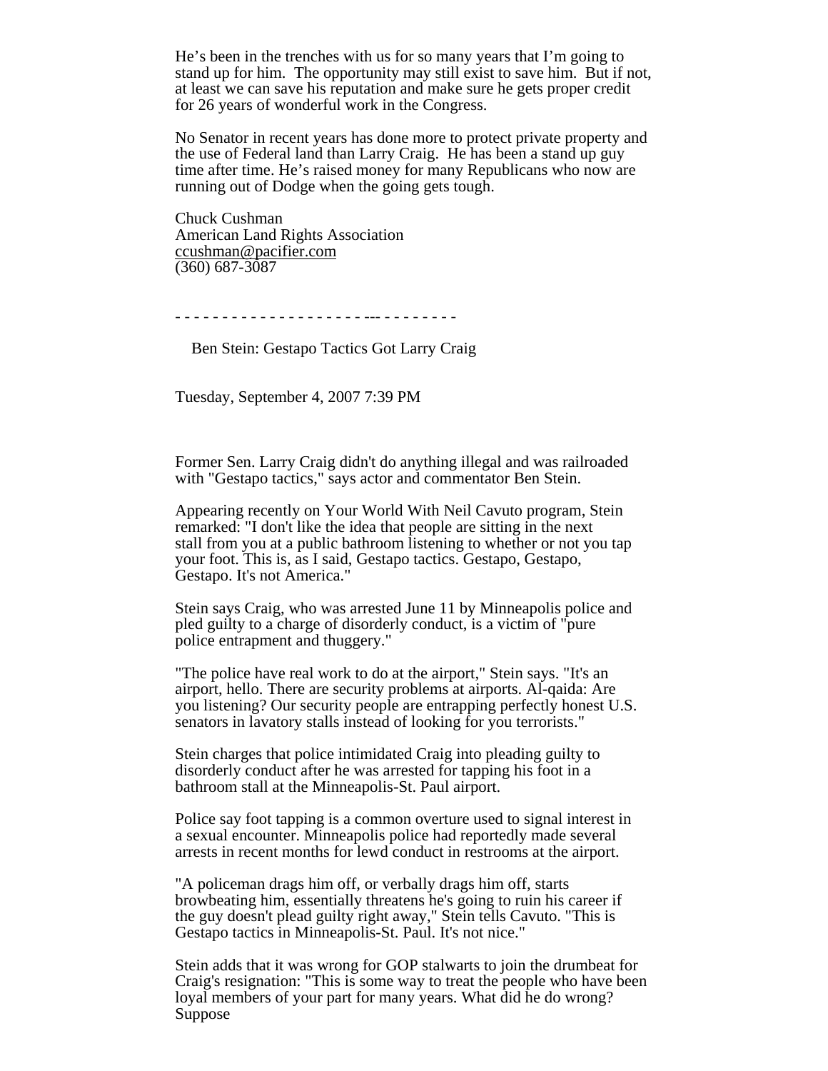He's been in the trenches with us for so many years that I'm going to stand up for him. The opportunity may still exist to save him. But if not, at least we can save his reputation and make sure he gets proper credit for 26 years of wonderful work in the Congress.

No Senator in recent years has done more to protect private property and the use of Federal land than Larry Craig. He has been a stand up guy time after time. He's raised money for many Republicans who now are running out of Dodge when the going gets tough.

Chuck Cushman
American Land Rights Association
ccushman@pacifier.com
(360) 687-3087

- - - - - - - - - - - - - - - - - - - --- - - - - - - - - -

Ben Stein: Gestapo Tactics Got Larry Craig

Tuesday, September 4, 2007 7:39 PM

Former Sen. Larry Craig didn't do anything illegal and was railroaded with "Gestapo tactics," says actor and commentator Ben Stein.

Appearing recently on Your World With Neil Cavuto program, Stein remarked: "I don't like the idea that people are sitting in the next stall from you at a public bathroom listening to whether or not you tap your foot. This is, as I said, Gestapo tactics. Gestapo, Gestapo, Gestapo. It's not America."

Stein says Craig, who was arrested June 11 by Minneapolis police and pled guilty to a charge of disorderly conduct, is a victim of "pure police entrapment and thuggery."

"The police have real work to do at the airport," Stein says. "It's an airport, hello. There are security problems at airports. Al-qaida: Are you listening? Our security people are entrapping perfectly honest U.S. senators in lavatory stalls instead of looking for you terrorists."

Stein charges that police intimidated Craig into pleading guilty to disorderly conduct after he was arrested for tapping his foot in a bathroom stall at the Minneapolis-St. Paul airport.

Police say foot tapping is a common overture used to signal interest in a sexual encounter. Minneapolis police had reportedly made several arrests in recent months for lewd conduct in restrooms at the airport.

"A policeman drags him off, or verbally drags him off, starts browbeating him, essentially threatens he's going to ruin his career if the guy doesn't plead guilty right away," Stein tells Cavuto. "This is Gestapo tactics in Minneapolis-St. Paul. It's not nice."

Stein adds that it was wrong for GOP stalwarts to join the drumbeat for Craig's resignation: "This is some way to treat the people who have been loyal members of your part for many years. What did he do wrong? Suppose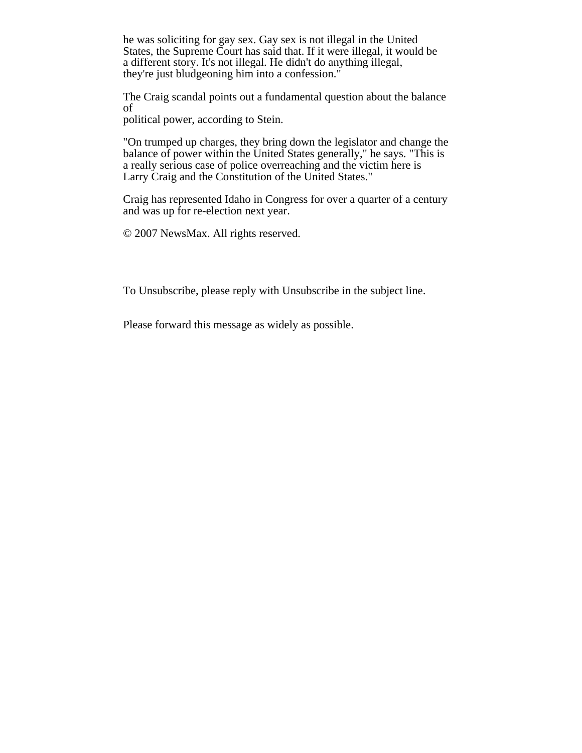he was soliciting for gay sex. Gay sex is not illegal in the United States, the Supreme Court has said that. If it were illegal, it would be a different story. It's not illegal. He didn't do anything illegal, they're just bludgeoning him into a confession."

The Craig scandal points out a fundamental question about the balance of political power, according to Stein.

"On trumped up charges, they bring down the legislator and change the balance of power within the United States generally," he says. "This is a really serious case of police overreaching and the victim here is Larry Craig and the Constitution of the United States."

Craig has represented Idaho in Congress for over a quarter of a century and was up for re-election next year.

© 2007 NewsMax. All rights reserved.

To Unsubscribe, please reply with Unsubscribe in the subject line.

Please forward this message as widely as possible.